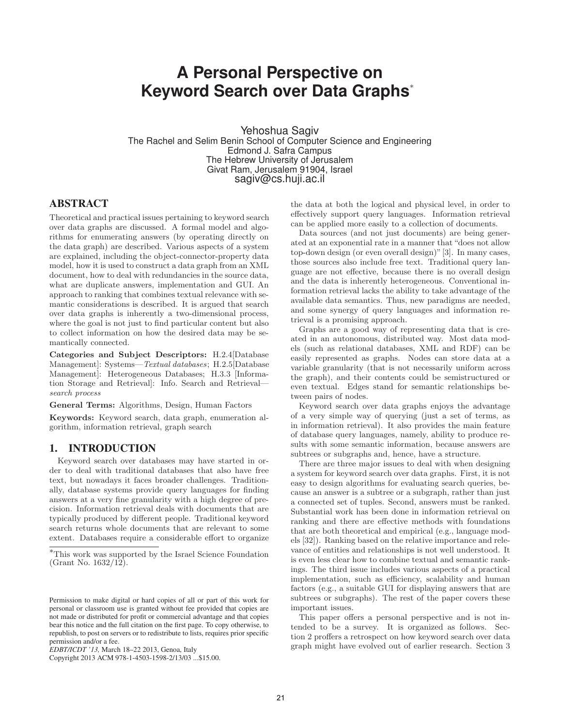# A Personal Perspective on Keyword Search over Data Graphs*

Yehoshua Sagiv
The Rachel and Selim Benin School of Computer Science and Engineering
Edmond J. Safra Campus
The Hebrew University of Jerusalem
Givat Ram, Jerusalem 91904, Israel
sagiv@cs.huji.ac.il

## ABSTRACT

Theoretical and practical issues pertaining to keyword search over data graphs are discussed. A formal model and algorithms for enumerating answers (by operating directly on the data graph) are described. Various aspects of a system are explained, including the object-connector-property data model, how it is used to construct a data graph from an XML document, how to deal with redundancies in the source data, what are duplicate answers, implementation and GUI. An approach to ranking that combines textual relevance with semantic considerations is described. It is argued that search over data graphs is inherently a two-dimensional process, where the goal is not just to find particular content but also to collect information on how the desired data may be semantically connected.

**Categories and Subject Descriptors:** H.2.4[Database Management]: Systems—*Textual databases*; H.2.5[Database Management]: Heterogeneous Databases; H.3.3 [Information Storage and Retrieval]: Info. Search and Retrieval—*search process*

**General Terms:** Algorithms, Design, Human Factors

**Keywords:** Keyword search, data graph, enumeration algorithm, information retrieval, graph search

## 1. INTRODUCTION

Keyword search over databases may have started in order to deal with traditional databases that also have free text, but nowadays it faces broader challenges. Traditionally, database systems provide query languages for finding answers at a very fine granularity with a high degree of precision. Information retrieval deals with documents that are typically produced by different people. Traditional keyword search returns whole documents that are relevant to some extent. Databases require a considerable effort to organize the data at both the logical and physical level, in order to effectively support query languages. Information retrieval can be applied more easily to a collection of documents.

Data sources (and not just documents) are being generated at an exponential rate in a manner that "does not allow top-down design (or even overall design)" [3]. In many cases, those sources also include free text. Traditional query language are not effective, because there is no overall design and the data is inherently heterogeneous. Conventional information retrieval lacks the ability to take advantage of the available data semantics. Thus, new paradigms are needed, and some synergy of query languages and information retrieval is a promising approach.

Graphs are a good way of representing data that is created in an autonomous, distributed way. Most data models (such as relational databases, XML and RDF) can be easily represented as graphs. Nodes can store data at a variable granularity (that is not necessarily uniform across the graph), and their contents could be semistructured or even textual. Edges stand for semantic relationships between pairs of nodes.

Keyword search over data graphs enjoys the advantage of a very simple way of querying (just a set of terms, as in information retrieval). It also provides the main feature of database query languages, namely, ability to produce results with some semantic information, because answers are subtrees or subgraphs and, hence, have a structure.

There are three major issues to deal with when designing a system for keyword search over data graphs. First, it is not easy to design algorithms for evaluating search queries, because an answer is a subtree or a subgraph, rather than just a connected set of tuples. Second, answers must be ranked. Substantial work has been done in information retrieval on ranking and there are effective methods with foundations that are both theoretical and empirical (e.g., language models [32]). Ranking based on the relative importance and relevance of entities and relationships is not well understood. It is even less clear how to combine textual and semantic rankings. The third issue includes various aspects of a practical implementation, such as efficiency, scalability and human factors (e.g., a suitable GUI for displaying answers that are subtrees or subgraphs). The rest of the paper covers these important issues.

This paper offers a personal perspective and is not intended to be a survey. It is organized as follows. Section 2 proffers a retrospect on how keyword search over data graph might have evolved out of earlier research. Section 3

*This work was supported by the Israel Science Foundation (Grant No. 1632/12).

Permission to make digital or hard copies of all or part of this work for personal or classroom use is granted without fee provided that copies are not made or distributed for profit or commercial advantage and that copies bear this notice and the full citation on the first page. To copy otherwise, to republish, to post on servers or to redistribute to lists, requires prior specific permission and/or a fee.
*EDBT/ICDT '13,* March 18–22 2013, Genoa, Italy
Copyright 2013 ACM 978-1-4503-1598-2/13/03 ...$15.00.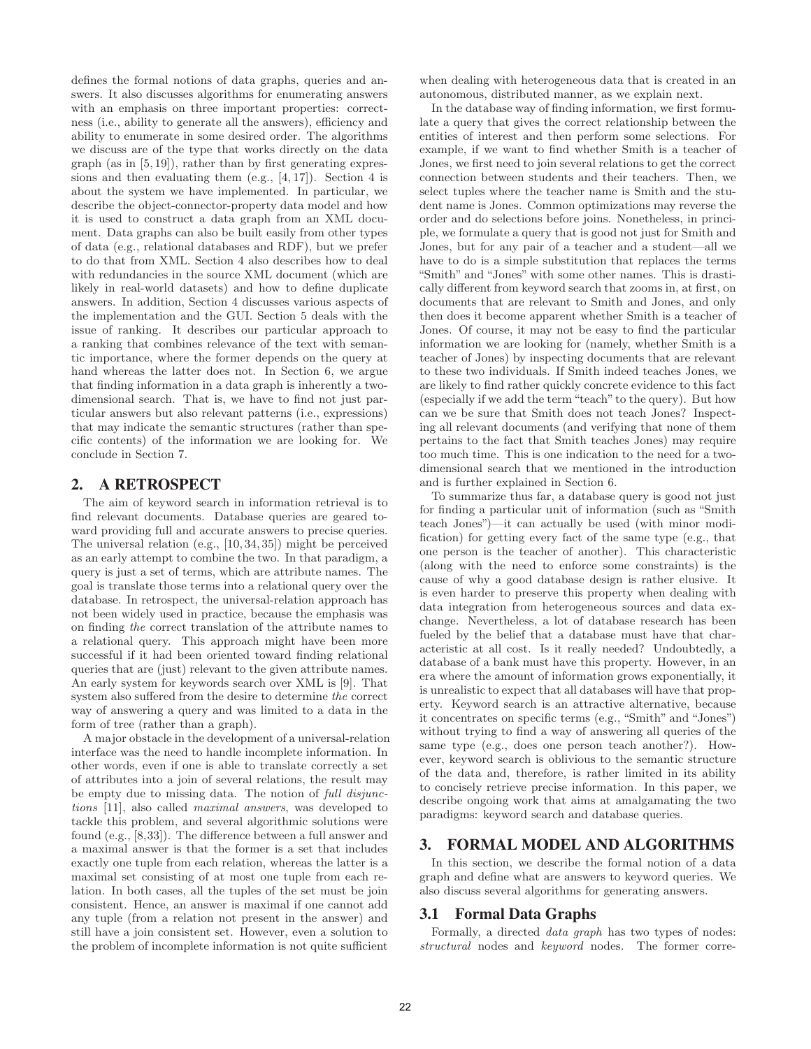defines the formal notions of data graphs, queries and answers. It also discusses algorithms for enumerating answers with an emphasis on three important properties: correctness (i.e., ability to generate all the answers), efficiency and ability to enumerate in some desired order. The algorithms we discuss are of the type that works directly on the data graph (as in [5, 19]), rather than by first generating expressions and then evaluating them (e.g., [4, 17]). Section 4 is about the system we have implemented. In particular, we describe the object-connector-property data model and how it is used to construct a data graph from an XML document. Data graphs can also be built easily from other types of data (e.g., relational databases and RDF), but we prefer to do that from XML. Section 4 also describes how to deal with redundancies in the source XML document (which are likely in real-world datasets) and how to define duplicate answers. In addition, Section 4 discusses various aspects of the implementation and the GUI. Section 5 deals with the issue of ranking. It describes our particular approach to a ranking that combines relevance of the text with semantic importance, where the former depends on the query at hand whereas the latter does not. In Section 6, we argue that finding information in a data graph is inherently a two-dimensional search. That is, we have to find not just particular answers but also relevant patterns (i.e., expressions) that may indicate the semantic structures (rather than specific contents) of the information we are looking for. We conclude in Section 7.

## 2. A RETROSPECT

The aim of keyword search in information retrieval is to find relevant documents. Database queries are geared toward providing full and accurate answers to precise queries. The universal relation (e.g., [10, 34, 35]) might be perceived as an early attempt to combine the two. In that paradigm, a query is just a set of terms, which are attribute names. The goal is translate those terms into a relational query over the database. In retrospect, the universal-relation approach has not been widely used in practice, because the emphasis was on finding *the* correct translation of the attribute names to a relational query. This approach might have been more successful if it had been oriented toward finding relational queries that are (just) relevant to the given attribute names. An early system for keywords search over XML is [9]. That system also suffered from the desire to determine *the* correct way of answering a query and was limited to a data in the form of tree (rather than a graph).

A major obstacle in the development of a universal-relation interface was the need to handle incomplete information. In other words, even if one is able to translate correctly a set of attributes into a join of several relations, the result may be empty due to missing data. The notion of *full disjunctions* [11], also called *maximal answers*, was developed to tackle this problem, and several algorithmic solutions were found (e.g., [8,33]). The difference between a full answer and a maximal answer is that the former is a set that includes exactly one tuple from each relation, whereas the latter is a maximal set consisting of at most one tuple from each relation. In both cases, all the tuples of the set must be join consistent. Hence, an answer is maximal if one cannot add any tuple (from a relation not present in the answer) and still have a join consistent set. However, even a solution to the problem of incomplete information is not quite sufficient when dealing with heterogeneous data that is created in an autonomous, distributed manner, as we explain next.

In the database way of finding information, we first formulate a query that gives the correct relationship between the entities of interest and then perform some selections. For example, if we want to find whether Smith is a teacher of Jones, we first need to join several relations to get the correct connection between students and their teachers. Then, we select tuples where the teacher name is Smith and the student name is Jones. Common optimizations may reverse the order and do selections before joins. Nonetheless, in principle, we formulate a query that is good not just for Smith and Jones, but for any pair of a teacher and a student—all we have to do is a simple substitution that replaces the terms "Smith" and "Jones" with some other names. This is drastically different from keyword search that zooms in, at first, on documents that are relevant to Smith and Jones, and only then does it become apparent whether Smith is a teacher of Jones. Of course, it may not be easy to find the particular information we are looking for (namely, whether Smith is a teacher of Jones) by inspecting documents that are relevant to these two individuals. If Smith indeed teaches Jones, we are likely to find rather quickly concrete evidence to this fact (especially if we add the term "teach" to the query). But how can we be sure that Smith does not teach Jones? Inspecting all relevant documents (and verifying that none of them pertains to the fact that Smith teaches Jones) may require too much time. This is one indication to the need for a two-dimensional search that we mentioned in the introduction and is further explained in Section 6.

To summarize thus far, a database query is good not just for finding a particular unit of information (such as "Smith teach Jones")—it can actually be used (with minor modification) for getting every fact of the same type (e.g., that one person is the teacher of another). This characteristic (along with the need to enforce some constraints) is the cause of why a good database design is rather elusive. It is even harder to preserve this property when dealing with data integration from heterogeneous sources and data exchange. Nevertheless, a lot of database research has been fueled by the belief that a database must have that characteristic at all cost. Is it really needed? Undoubtedly, a database of a bank must have this property. However, in an era where the amount of information grows exponentially, it is unrealistic to expect that all databases will have that property. Keyword search is an attractive alternative, because it concentrates on specific terms (e.g., "Smith" and "Jones") without trying to find a way of answering all queries of the same type (e.g., does one person teach another?). However, keyword search is oblivious to the semantic structure of the data and, therefore, is rather limited in its ability to concisely retrieve precise information. In this paper, we describe ongoing work that aims at amalgamating the two paradigms: keyword search and database queries.

## 3. FORMAL MODEL AND ALGORITHMS

In this section, we describe the formal notion of a data graph and define what are answers to keyword queries. We also discuss several algorithms for generating answers.

### 3.1 Formal Data Graphs

Formally, a directed *data graph* has two types of nodes: *structural* nodes and *keyword* nodes. The former corre-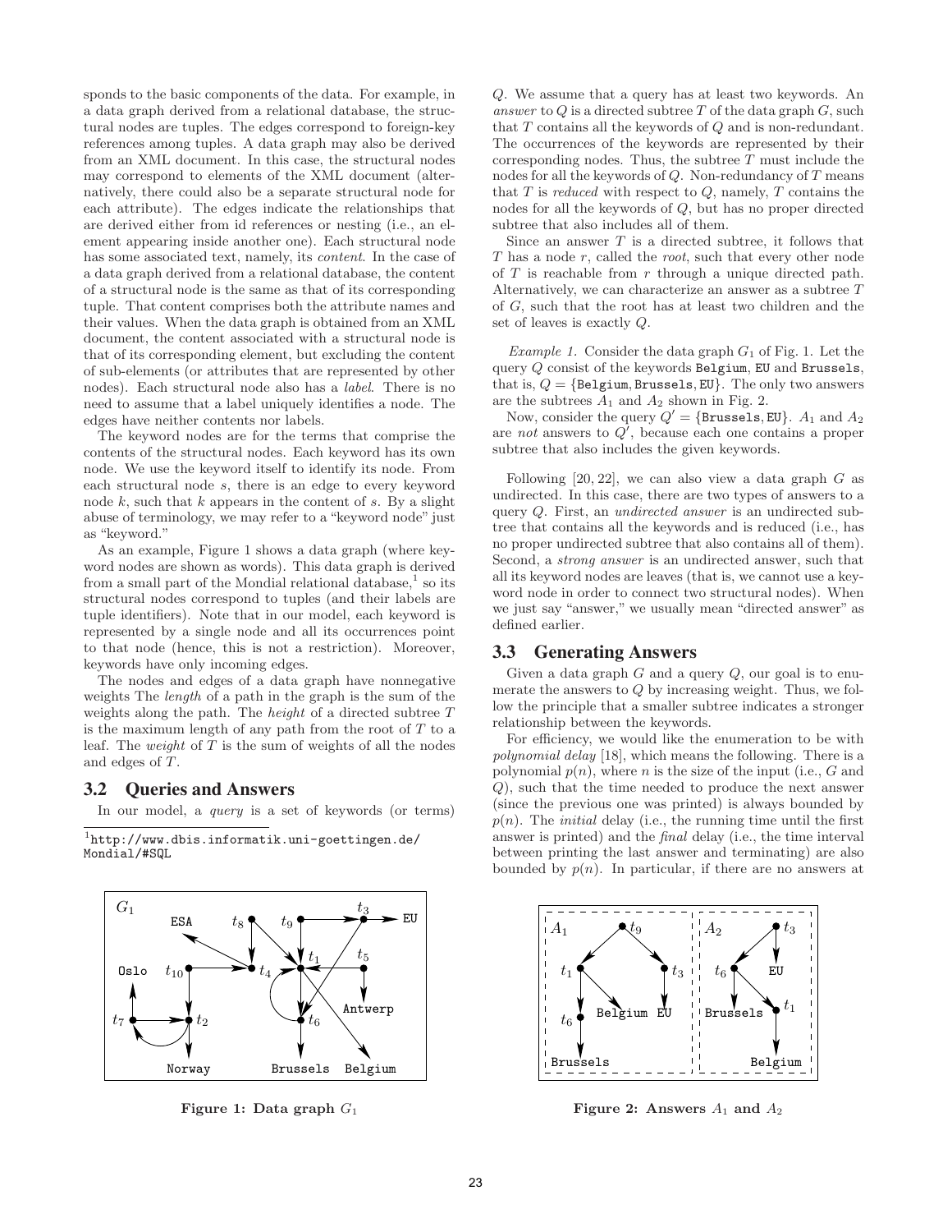sponds to the basic components of the data. For example, in a data graph derived from a relational database, the structural nodes are tuples. The edges correspond to foreign-key references among tuples. A data graph may also be derived from an XML document. In this case, the structural nodes may correspond to elements of the XML document (alternatively, there could also be a separate structural node for each attribute). The edges indicate the relationships that are derived either from id references or nesting (i.e., an element appearing inside another one). Each structural node has some associated text, namely, its *content*. In the case of a data graph derived from a relational database, the content of a structural node is the same as that of its corresponding tuple. That content comprises both the attribute names and their values. When the data graph is obtained from an XML document, the content associated with a structural node is that of its corresponding element, but excluding the content of sub-elements (or attributes that are represented by other nodes). Each structural node also has a *label*. There is no need to assume that a label uniquely identifies a node. The edges have neither contents nor labels.

The keyword nodes are for the terms that comprise the contents of the structural nodes. Each keyword has its own node. We use the keyword itself to identify its node. From each structural node $s$, there is an edge to every keyword node $k$, such that $k$ appears in the content of $s$. By a slight abuse of terminology, we may refer to a "keyword node" just as "keyword."

As an example, Figure 1 shows a data graph (where keyword nodes are shown as words). This data graph is derived from a small part of the Mondial relational database,[1] so its structural nodes correspond to tuples (and their labels are tuple identifiers). Note that in our model, each keyword is represented by a single node and all its occurrences point to that node (hence, this is not a restriction). Moreover, keywords have only incoming edges.

The nodes and edges of a data graph have nonnegative weights The *length* of a path in the graph is the sum of the weights along the path. The *height* of a directed subtree $T$ is the maximum length of any path from the root of $T$ to a leaf. The *weight* of $T$ is the sum of weights of all the nodes and edges of $T$.

## 3.2 Queries and Answers

In our model, a *query* is a set of keywords (or terms) $Q$. We assume that a query has at least two keywords. An *answer* to $Q$ is a directed subtree $T$ of the data graph $G$, such that $T$ contains all the keywords of $Q$ and is non-redundant. The occurrences of the keywords are represented by their corresponding nodes. Thus, the subtree $T$ must include the nodes for all the keywords of $Q$. Non-redundancy of $T$ means that $T$ is *reduced* with respect to $Q$, namely, $T$ contains the nodes for all the keywords of $Q$, but has no proper directed subtree that also includes all of them.

Since an answer $T$ is a directed subtree, it follows that $T$ has a node $r$, called the *root*, such that every other node of $T$ is reachable from $r$ through a unique directed path. Alternatively, we can characterize an answer as a subtree $T$ of $G$, such that the root has at least two children and the set of leaves is exactly $Q$.

*Example 1.* Consider the data graph $G_1$ of Fig. 1. Let the query $Q$ consist of the keywords Belgium, EU and Brussels, that is, $Q = \{\texttt{Belgium}, \texttt{Brussels}, \texttt{EU}\}$. The only two answers are the subtrees $A_1$ and $A_2$ shown in Fig. 2.

Now, consider the query $Q' = \{\texttt{Brussels}, \texttt{EU}\}$. $A_1$ and $A_2$ are *not* answers to $Q'$, because each one contains a proper subtree that also includes the given keywords.

Following [20, 22], we can also view a data graph $G$ as undirected. In this case, there are two types of answers to a query $Q$. First, an *undirected answer* is an undirected subtree that contains all the keywords and is reduced (i.e., has no proper undirected subtree that also contains all of them). Second, a *strong answer* is an undirected answer, such that all its keyword nodes are leaves (that is, we cannot use a keyword node in order to connect two structural nodes). When we just say "answer," we usually mean "directed answer" as defined earlier.

## 3.3 Generating Answers

Given a data graph $G$ and a query $Q$, our goal is to enumerate the answers to $Q$ by increasing weight. Thus, we follow the principle that a smaller subtree indicates a stronger relationship between the keywords.

For efficiency, we would like the enumeration to be with *polynomial delay* [18], which means the following. There is a polynomial $p(n)$, where $n$ is the size of the input (i.e., $G$ and $Q$), such that the time needed to produce the next answer (since the previous one was printed) is always bounded by $p(n)$. The *initial* delay (i.e., the running time until the first answer is printed) and the *final* delay (i.e., the time interval between printing the last answer and terminating) are also bounded by $p(n)$. In particular, if there are no answers at

[1] http://www.dbis.informatik.uni-goettingen.de/Mondial/#SQL

**Figure 1: Data graph $G_1$**

**Figure 2: Answers $A_1$ and $A_2$**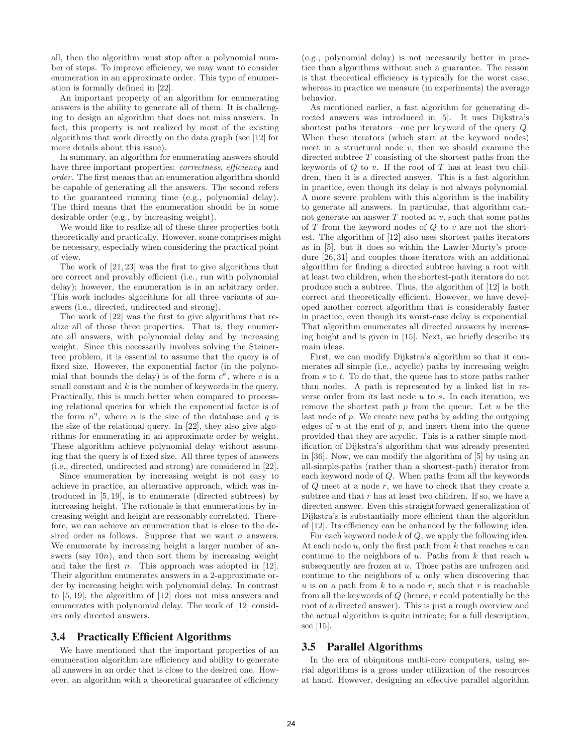all, then the algorithm must stop after a polynomial number of steps. To improve efficiency, we may want to consider enumeration in an approximate order. This type of enumeration is formally defined in [22].

An important property of an algorithm for enumerating answers is the ability to generate all of them. It is challenging to design an algorithm that does not miss answers. In fact, this property is not realized by most of the existing algorithms that work directly on the data graph (see [12] for more details about this issue).

In summary, an algorithm for enumerating answers should have three important properties: *correctness*, *efficiency* and *order*. The first means that an enumeration algorithm should be capable of generating all the answers. The second refers to the guaranteed running time (e.g., polynomial delay). The third means that the enumeration should be in some desirable order (e.g., by increasing weight).

We would like to realize all of these three properties both theoretically and practically. However, some comprises might be necessary, especially when considering the practical point of view.

The work of [21, 23] was the first to give algorithms that are correct and provably efficient (i.e., run with polynomial delay); however, the enumeration is in an arbitrary order. This work includes algorithms for all three variants of answers (i.e., directed, undirected and strong).

The work of [22] was the first to give algorithms that realize all of those three properties. That is, they enumerate all answers, with polynomial delay and by increasing weight. Since this necessarily involves solving the Steiner-tree problem, it is essential to assume that the query is of fixed size. However, the exponential factor (in the polynomial that bounds the delay) is of the form $c^k$, where $c$ is a small constant and $k$ is the number of keywords in the query. Practically, this is much better when compared to processing relational queries for which the exponential factor is of the form $n^q$, where $n$ is the size of the database and $q$ is the size of the relational query. In [22], they also give algorithms for enumerating in an approximate order by weight. These algorithm achieve polynomial delay without assuming that the query is of fixed size. All three types of answers (i.e., directed, undirected and strong) are considered in [22].

Since enumeration by increasing weight is not easy to achieve in practice, an alternative approach, which was introduced in [5, 19], is to enumerate (directed subtrees) by increasing height. The rationale is that enumerations by increasing weight and height are reasonably correlated. Therefore, we can achieve an enumeration that is close to the desired order as follows. Suppose that we want $n$ answers. We enumerate by increasing height a larger number of answers (say $10n$), and then sort them by increasing weight and take the first $n$. This approach was adopted in [12]. Their algorithm enumerates answers in a 2-approximate order by increasing height with polynomial delay. In contrast to [5, 19], the algorithm of [12] does not miss answers and enumerates with polynomial delay. The work of [12] considers only directed answers.

### 3.4 Practically Efficient Algorithms

We have mentioned that the important properties of an enumeration algorithm are efficiency and ability to generate all answers in an order that is close to the desired one. However, an algorithm with a theoretical guarantee of efficiency (e.g., polynomial delay) is not necessarily better in practice than algorithms without such a guarantee. The reason is that theoretical efficiency is typically for the worst case, whereas in practice we measure (in experiments) the average behavior.

As mentioned earlier, a fast algorithm for generating directed answers was introduced in [5]. It uses Dijkstra's shortest paths iterators—one per keyword of the query $Q$. When these iterators (which start at the keyword nodes) meet in a structural node $v$, then we should examine the directed subtree $T$ consisting of the shortest paths from the keywords of $Q$ to $v$. If the root of $T$ has at least two children, then it is a directed answer. This is a fast algorithm in practice, even though its delay is not always polynomial. A more severe problem with this algorithm is the inability to generate all answers. In particular, that algorithm cannot generate an answer $T$ rooted at $v$, such that some paths of $T$ from the keyword nodes of $Q$ to $v$ are not the shortest. The algorithm of [12] also uses shortest paths iterators as in [5], but it does so within the Lawler-Murty's procedure [26, 31] and couples those iterators with an additional algorithm for finding a directed subtree having a root with at least two children, when the shortest-path iterators do not produce such a subtree. Thus, the algorithm of [12] is both correct and theoretically efficient. However, we have developed another correct algorithm that is considerably faster in practice, even though its worst-case delay is exponential. That algorithm enumerates all directed answers by increasing height and is given in [15]. Next, we briefly describe its main ideas.

First, we can modify Dijkstra's algorithm so that it enumerates all simple (i.e., acyclic) paths by increasing weight from $s$ to $t$. To do that, the queue has to store paths rather than nodes. A path is represented by a linked list in reverse order from its last node $u$ to $s$. In each iteration, we remove the shortest path $p$ from the queue. Let $u$ be the last node of $p$. We create new paths by adding the outgoing edges of $u$ at the end of $p$, and insert them into the queue provided that they are acyclic. This is a rather simple modification of Dijkstra's algorithm that was already presented in [36]. Now, we can modify the algorithm of [5] by using an all-simple-paths (rather than a shortest-path) iterator from each keyword node of $Q$. When paths from all the keywords of $Q$ meet at a node $r$, we have to check that they create a subtree and that $r$ has at least two children. If so, we have a directed answer. Even this straightforward generalization of Dijkstra's is substantially more efficient than the algorithm of [12]. Its efficiency can be enhanced by the following idea.

For each keyword node $k$ of $Q$, we apply the following idea. At each node $u$, only the first path from $k$ that reaches $u$ can continue to the neighbors of $u$. Paths from $k$ that reach $u$ subsequently are frozen at $u$. Those paths are unfrozen and continue to the neighbors of $u$ only when discovering that $u$ is on a path from $k$ to a node $r$, such that $r$ is reachable from all the keywords of $Q$ (hence, $r$ could potentially be the root of a directed answer). This is just a rough overview and the actual algorithm is quite intricate; for a full description, see [15].

### 3.5 Parallel Algorithms

In the era of ubiquitous multi-core computers, using serial algorithms is a gross under utilization of the resources at hand. However, designing an effective parallel algorithm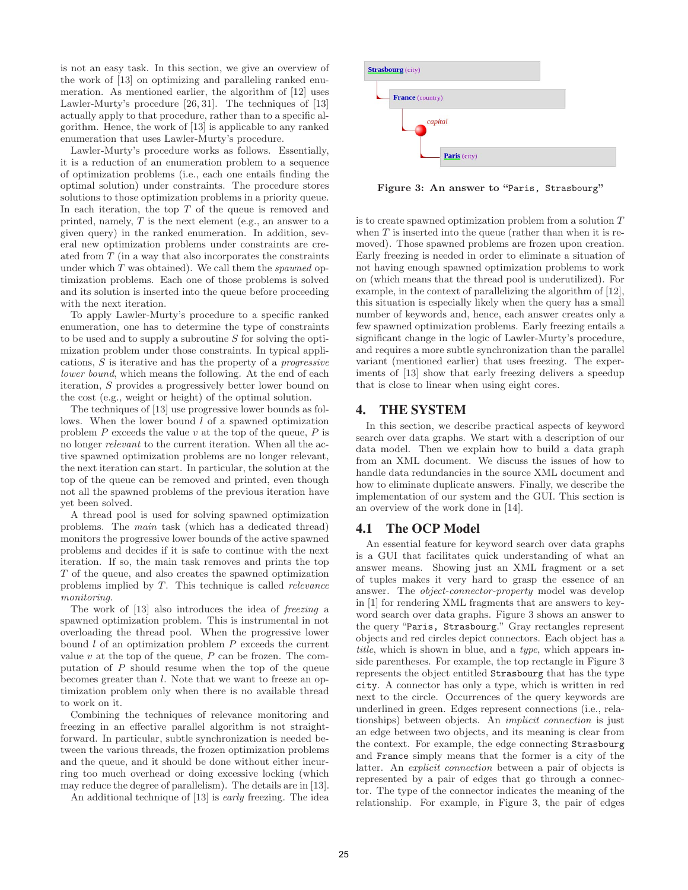is not an easy task. In this section, we give an overview of the work of [13] on optimizing and paralleling ranked enumeration. As mentioned earlier, the algorithm of [12] uses Lawler-Murty's procedure [26, 31]. The techniques of [13] actually apply to that procedure, rather than to a specific algorithm. Hence, the work of [13] is applicable to any ranked enumeration that uses Lawler-Murty's procedure.

Lawler-Murty's procedure works as follows. Essentially, it is a reduction of an enumeration problem to a sequence of optimization problems (i.e., each one entails finding the optimal solution) under constraints. The procedure stores solutions to those optimization problems in a priority queue. In each iteration, the top $T$ of the queue is removed and printed, namely, $T$ is the next element (e.g., an answer to a given query) in the ranked enumeration. In addition, several new optimization problems under constraints are created from $T$ (in a way that also incorporates the constraints under which $T$ was obtained). We call them the *spawned* optimization problems. Each one of those problems is solved and its solution is inserted into the queue before proceeding with the next iteration.

To apply Lawler-Murty's procedure to a specific ranked enumeration, one has to determine the type of constraints to be used and to supply a subroutine $S$ for solving the optimization problem under those constraints. In typical applications, $S$ is iterative and has the property of a *progressive lower bound*, which means the following. At the end of each iteration, $S$ provides a progressively better lower bound on the cost (e.g., weight or height) of the optimal solution.

The techniques of [13] use progressive lower bounds as follows. When the lower bound $l$ of a spawned optimization problem $P$ exceeds the value $v$ at the top of the queue, $P$ is no longer *relevant* to the current iteration. When all the active spawned optimization problems are no longer relevant, the next iteration can start. In particular, the solution at the top of the queue can be removed and printed, even though not all the spawned problems of the previous iteration have yet been solved.

A thread pool is used for solving spawned optimization problems. The *main* task (which has a dedicated thread) monitors the progressive lower bounds of the active spawned problems and decides if it is safe to continue with the next iteration. If so, the main task removes and prints the top $T$ of the queue, and also creates the spawned optimization problems implied by $T$. This technique is called *relevance monitoring*.

The work of [13] also introduces the idea of *freezing* a spawned optimization problem. This is instrumental in not overloading the thread pool. When the progressive lower bound $l$ of an optimization problem $P$ exceeds the current value $v$ at the top of the queue, $P$ can be frozen. The computation of $P$ should resume when the top of the queue becomes greater than $l$. Note that we want to freeze an optimization problem only when there is no available thread to work on it.

Combining the techniques of relevance monitoring and freezing in an effective parallel algorithm is not straightforward. In particular, subtle synchronization is needed between the various threads, the frozen optimization problems and the queue, and it should be done without either incurring too much overhead or doing excessive locking (which may reduce the degree of parallelism). The details are in [13].

An additional technique of [13] is *early* freezing. The idea is to create spawned optimization problem from a solution $T$ when $T$ is inserted into the queue (rather than when it is removed). Those spawned problems are frozen upon creation. Early freezing is needed in order to eliminate a situation of not having enough spawned optimization problems to work on (which means that the thread pool is underutilized). For example, in the context of parallelizing the algorithm of [12], this situation is especially likely when the query has a small number of keywords and, hence, each answer creates only a few spawned optimization problems. Early freezing entails a significant change in the logic of Lawler-Murty's procedure, and requires a more subtle synchronization than the parallel variant (mentioned earlier) that uses freezing. The experiments of [13] show that early freezing delivers a speedup that is close to linear when using eight cores.

Strasbourg (city)
France (country)
capital
Paris (city)

**Figure 3: An answer to "Paris, Strasbourg"**

# 4. THE SYSTEM

In this section, we describe practical aspects of keyword search over data graphs. We start with a description of our data model. Then we explain how to build a data graph from an XML document. We discuss the issues of how to handle data redundancies in the source XML document and how to eliminate duplicate answers. Finally, we describe the implementation of our system and the GUI. This section is an overview of the work done in [14].

## 4.1 The OCP Model

An essential feature for keyword search over data graphs is a GUI that facilitates quick understanding of what an answer means. Showing just an XML fragment or a set of tuples makes it very hard to grasp the essence of an answer. The *object-connector-property* model was develop in [1] for rendering XML fragments that are answers to keyword search over data graphs. Figure 3 shows an answer to the query "Paris, Strasbourg." Gray rectangles represent objects and red circles depict connectors. Each object has a *title*, which is shown in blue, and a *type*, which appears inside parentheses. For example, the top rectangle in Figure 3 represents the object entitled Strasbourg that has the type city. A connector has only a type, which is written in red next to the circle. Occurrences of the query keywords are underlined in green. Edges represent connections (i.e., relationships) between objects. An *implicit connection* is just an edge between two objects, and its meaning is clear from the context. For example, the edge connecting Strasbourg and France simply means that the former is a city of the latter. An *explicit connection* between a pair of objects is represented by a pair of edges that go through a connector. The type of the connector indicates the meaning of the relationship. For example, in Figure 3, the pair of edges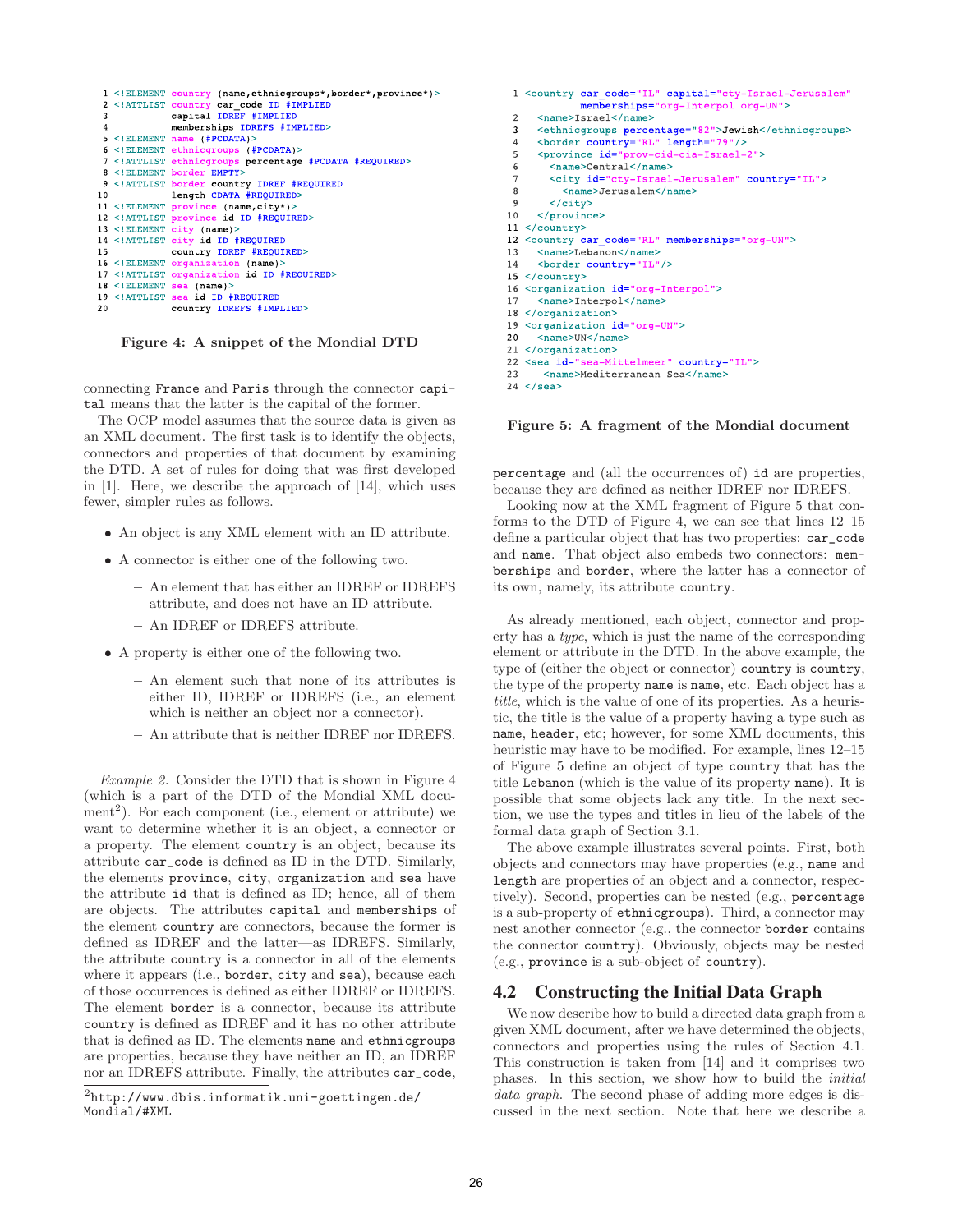```
1 <!ELEMENT country (name,ethnicgroups*,border*,province*)>
2 <!ATTLIST country car_code ID #IMPLIED
3           capital IDREF #IMPLIED
4           memberships IDREFS #IMPLIED>
5 <!ELEMENT name (#PCDATA)>
6 <!ELEMENT ethnicgroups (#PCDATA)>
7 <!ATTLIST ethnicgroups percentage #PCDATA #REQUIRED>
8 <!ELEMENT border EMPTY>
9 <!ATTLIST border country IDREF #REQUIRED
10          length CDATA #REQUIRED>
11 <!ELEMENT province (name,city*)>
12 <!ATTLIST province id ID #REQUIRED>
13 <!ELEMENT city (name)>
14 <!ATTLIST city id ID #REQUIRED
15          country IDREF #REQUIRED>
16 <!ELEMENT organization (name)>
17 <!ATTLIST organization id ID #REQUIRED>
18 <!ELEMENT sea (name)>
19 <!ATTLIST sea id ID #REQUIRED
20          country IDREFS #IMPLIED>
```

**Figure 4: A snippet of the Mondial DTD**

connecting France and Paris through the connector capital means that the latter is the capital of the former.

The OCP model assumes that the source data is given as an XML document. The first task is to identify the objects, connectors and properties of that document by examining the DTD. A set of rules for doing that was first developed in [1]. Here, we describe the approach of [14], which uses fewer, simpler rules as follows.

- An object is any XML element with an ID attribute.
- A connector is either one of the following two.
  - An element that has either an IDREF or IDREFS attribute, and does not have an ID attribute.
  - An IDREF or IDREFS attribute.
- A property is either one of the following two.
  - An element such that none of its attributes is either ID, IDREF or IDREFS (i.e., an element which is neither an object nor a connector).
  - An attribute that is neither IDREF nor IDREFS.

*Example 2.* Consider the DTD that is shown in Figure 4 (which is a part of the DTD of the Mondial XML document[2]). For each component (i.e., element or attribute) we want to determine whether it is an object, a connector or a property. The element country is an object, because its attribute car_code is defined as ID in the DTD. Similarly, the elements province, city, organization and sea have the attribute id that is defined as ID; hence, all of them are objects. The attributes capital and memberships of the element country are connectors, because the former is defined as IDREF and the latter—as IDREFS. Similarly, the attribute country is a connector in all of the elements where it appears (i.e., border, city and sea), because each of those occurrences is defined as either IDREF or IDREFS. The element border is a connector, because its attribute country is defined as IDREF and it has no other attribute that is defined as ID. The elements name and ethnicgroups are properties, because they have neither an ID, an IDREF nor an IDREFS attribute. Finally, the attributes car_code,

[2] http://www.dbis.informatik.uni-goettingen.de/Mondial/#XML

```
1 <country car_code="IL" capital="cty-Israel-Jerusalem"
          memberships="org-Interpol org-UN">
2   <name>Israel</name>
3   <ethnicgroups percentage="82">Jewish</ethnicgroups>
4   <border country="RL" length="79"/>
5   <province id="prov-cid-cia-Israel-2">
6     <name>Central</name>
7     <city id="cty-Israel-Jerusalem" country="IL">
8       <name>Jerusalem</name>
9     </city>
10  </province>
11 </country>
12 <country car_code="RL" memberships="org-UN">
13   <name>Lebanon</name>
14   <border country="IL"/>
15 </country>
16 <organization id="org-Interpol">
17   <name>Interpol</name>
18 </organization>
19 <organization id="org-UN">
20   <name>UN</name>
21 </organization>
22 <sea id="sea-Mittelmeer" country="IL">
23    <name>Mediterranean Sea</name>
24 </sea>
```

**Figure 5: A fragment of the Mondial document**

percentage and (all the occurrences of) id are properties, because they are defined as neither IDREF nor IDREFS.

Looking now at the XML fragment of Figure 5 that conforms to the DTD of Figure 4, we can see that lines 12–15 define a particular object that has two properties: car_code and name. That object also embeds two connectors: memberships and border, where the latter has a connector of its own, namely, its attribute country.

As already mentioned, each object, connector and property has a *type*, which is just the name of the corresponding element or attribute in the DTD. In the above example, the type of (either the object or connector) country is country, the type of the property name is name, etc. Each object has a *title*, which is the value of one of its properties. As a heuristic, the title is the value of a property having a type such as name, header, etc; however, for some XML documents, this heuristic may have to be modified. For example, lines 12–15 of Figure 5 define an object of type country that has the title Lebanon (which is the value of its property name). It is possible that some objects lack any title. In the next section, we use the types and titles in lieu of the labels of the formal data graph of Section 3.1.

The above example illustrates several points. First, both objects and connectors may have properties (e.g., name and length are properties of an object and a connector, respectively). Second, properties can be nested (e.g., percentage is a sub-property of ethnicgroups). Third, a connector may nest another connector (e.g., the connector border contains the connector country). Obviously, objects may be nested (e.g., province is a sub-object of country).

## 4.2 Constructing the Initial Data Graph

We now describe how to build a directed data graph from a given XML document, after we have determined the objects, connectors and properties using the rules of Section 4.1. This construction is taken from [14] and it comprises two phases. In this section, we show how to build the *initial data graph*. The second phase of adding more edges is discussed in the next section. Note that here we describe a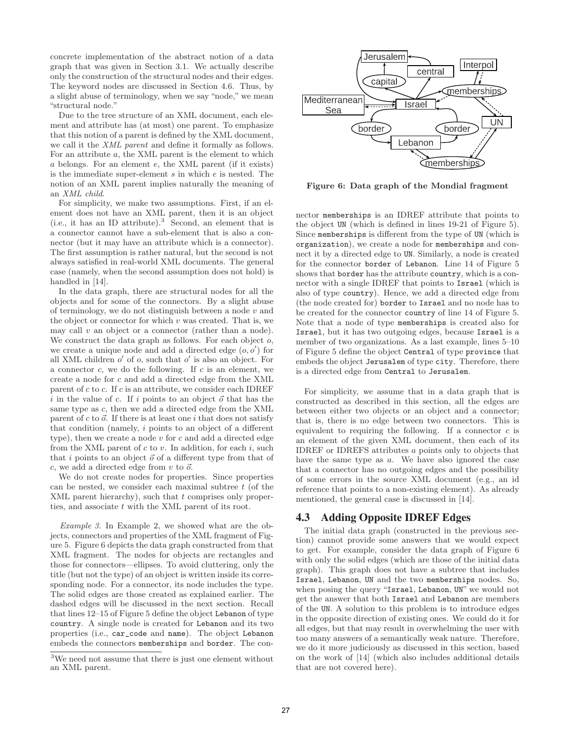concrete implementation of the abstract notion of a data graph that was given in Section 3.1. We actually describe only the construction of the structural nodes and their edges. The keyword nodes are discussed in Section 4.6. Thus, by a slight abuse of terminology, when we say "node," we mean "structural node."

Due to the tree structure of an XML document, each element and attribute has (at most) one parent. To emphasize that this notion of a parent is defined by the XML document, we call it the *XML parent* and define it formally as follows. For an attribute $a$, the XML parent is the element to which $a$ belongs. For an element $e$, the XML parent (if it exists) is the immediate super-element $s$ in which $e$ is nested. The notion of an XML parent implies naturally the meaning of an *XML child*.

For simplicity, we make two assumptions. First, if an element does not have an XML parent, then it is an object (i.e., it has an ID attribute).[3] Second, an element that is a connector cannot have a sub-element that is also a connector (but it may have an attribute which is a connector). The first assumption is rather natural, but the second is not always satisfied in real-world XML documents. The general case (namely, when the second assumption does not hold) is handled in [14].

In the data graph, there are structural nodes for all the objects and for some of the connectors. By a slight abuse of terminology, we do not distinguish between a node $v$ and the object or connector for which $v$ was created. That is, we may call $v$ an object or a connector (rather than a node). We construct the data graph as follows. For each object $o$, we create a unique node and add a directed edge $(o, o')$ for all XML children $o'$ of $o$, such that $o'$ is also an object. For a connector $c$, we do the following. If $c$ is an element, we create a node for $c$ and add a directed edge from the XML parent of $c$ to $c$. If $c$ is an attribute, we consider each IDREF $i$ in the value of $c$. If $i$ points to an object $\vec{o}$ that has the same type as $c$, then we add a directed edge from the XML parent of $c$ to $\vec{o}$. If there is at least one $i$ that does not satisfy that condition (namely, $i$ points to an object of a different type), then we create a node $v$ for $c$ and add a directed edge from the XML parent of $c$ to $v$. In addition, for each $i$, such that $i$ points to an object $\vec{o}$ of a different type from that of $c$, we add a directed edge from $v$ to $\vec{o}$.

We do not create nodes for properties. Since properties can be nested, we consider each maximal subtree $t$ (of the XML parent hierarchy), such that $t$ comprises only properties, and associate $t$ with the XML parent of its root.

*Example 3.* In Example 2, we showed what are the objects, connectors and properties of the XML fragment of Figure 5. Figure 6 depicts the data graph constructed from that XML fragment. The nodes for objects are rectangles and those for connectors—ellipses. To avoid cluttering, only the title (but not the type) of an object is written inside its corresponding node. For a connector, its node includes the type. The solid edges are those created as explained earlier. The dashed edges will be discussed in the next section. Recall that lines 12–15 of Figure 5 define the object `Lebanon` of type `country`. A single node is created for `Lebanon` and its two properties (i.e., `car_code` and `name`). The object `Lebanon` embeds the connectors `memberships` and `border`. The connector `memberships` is an IDREF attribute that points to the object `UN` (which is defined in lines 19-21 of Figure 5). Since `memberships` is different from the type of `UN` (which is `organization`), we create a node for `memberships` and connect it by a directed edge to `UN`. Similarly, a node is created for the connector `border` of `Lebanon`. Line 14 of Figure 5 shows that `border` has the attribute `country`, which is a connector with a single IDREF that points to `Israel` (which is also of type `country`). Hence, we add a directed edge from (the node created for) `border` to `Israel` and no node has to be created for the connector `country` of line 14 of Figure 5. Note that a node of type `memberships` is created also for `Israel`, but it has two outgoing edges, because `Israel` is a member of two organizations. As a last example, lines 5–10 of Figure 5 define the object `Central` of type `province` that embeds the object `Jerusalem` of type `city`. Therefore, there is a directed edge from `Central` to `Jerusalem`.

[3] We need not assume that there is just one element without an XML parent.

**Figure 6: Data graph of the Mondial fragment**

For simplicity, we assume that in a data graph that is constructed as described in this section, all the edges are between either two objects or an object and a connector; that is, there is no edge between two connectors. This is equivalent to requiring the following. If a connector $c$ is an element of the given XML document, then each of its IDREF or IDREFS attributes $a$ points only to objects that have the same type as $a$. We have also ignored the case that a connector has no outgoing edges and the possibility of some errors in the source XML document (e.g., an id reference that points to a non-existing element). As already mentioned, the general case is discussed in [14].

## 4.3 Adding Opposite IDREF Edges

The initial data graph (constructed in the previous section) cannot provide some answers that we would expect to get. For example, consider the data graph of Figure 6 with only the solid edges (which are those of the initial data graph). This graph does not have a subtree that includes `Israel`, `Lebanon`, `UN` and the two `memberships` nodes. So, when posing the query "`Israel`, `Lebanon`, `UN`" we would not get the answer that both `Israel` and `Lebanon` are members of the `UN`. A solution to this problem is to introduce edges in the opposite direction of existing ones. We could do it for all edges, but that may result in overwhelming the user with too many answers of a semantically weak nature. Therefore, we do it more judiciously as discussed in this section, based on the work of [14] (which also includes additional details that are not covered here).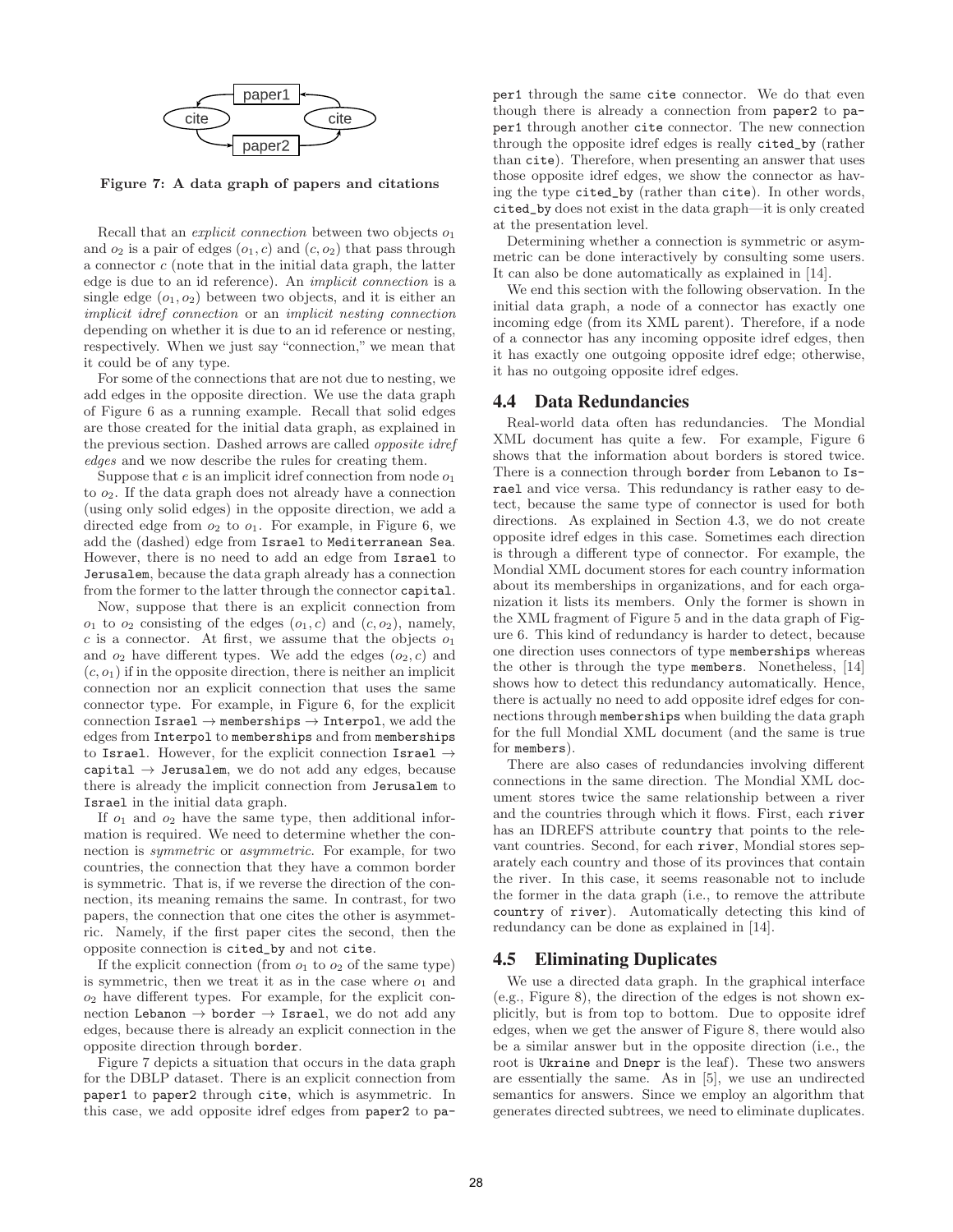Figure 7: A data graph of papers and citations

Recall that an *explicit connection* between two objects $o_1$ and $o_2$ is a pair of edges $(o_1, c)$ and $(c, o_2)$ that pass through a connector $c$ (note that in the initial data graph, the latter edge is due to an id reference). An *implicit connection* is a single edge $(o_1, o_2)$ between two objects, and it is either an *implicit idref connection* or an *implicit nesting connection* depending on whether it is due to an id reference or nesting, respectively. When we just say "connection," we mean that it could be of any type.

For some of the connections that are not due to nesting, we add edges in the opposite direction. We use the data graph of Figure 6 as a running example. Recall that solid edges are those created for the initial data graph, as explained in the previous section. Dashed arrows are called *opposite idref edges* and we now describe the rules for creating them.

Suppose that $e$ is an implicit idref connection from node $o_1$ to $o_2$. If the data graph does not already have a connection (using only solid edges) in the opposite direction, we add a directed edge from $o_2$ to $o_1$. For example, in Figure 6, we add the (dashed) edge from `Israel` to `Mediterranean Sea`. However, there is no need to add an edge from `Israel` to `Jerusalem`, because the data graph already has a connection from the former to the latter through the connector `capital`.

Now, suppose that there is an explicit connection from $o_1$ to $o_2$ consisting of the edges $(o_1, c)$ and $(c, o_2)$, namely, $c$ is a connector. At first, we assume that the objects $o_1$ and $o_2$ have different types. We add the edges $(o_2, c)$ and $(c, o_1)$ if in the opposite direction, there is neither an implicit connection nor an explicit connection that uses the same connector type. For example, in Figure 6, for the explicit connection `Israel` → `memberships` → `Interpol`, we add the edges from `Interpol` to `memberships` and from `memberships` to `Israel`. However, for the explicit connection `Israel` → `capital` → `Jerusalem`, we do not add any edges, because there is already the implicit connection from `Jerusalem` to `Israel` in the initial data graph.

If $o_1$ and $o_2$ have the same type, then additional information is required. We need to determine whether the connection is *symmetric* or *asymmetric*. For example, for two countries, the connection that they have a common border is symmetric. That is, if we reverse the direction of the connection, its meaning remains the same. In contrast, for two papers, the connection that one cites the other is asymmetric. Namely, if the first paper cites the second, then the opposite connection is `cited_by` and not `cite`.

If the explicit connection (from $o_1$ to $o_2$ of the same type) is symmetric, then we treat it as in the case where $o_1$ and $o_2$ have different types. For example, for the explicit connection `Lebanon` → `border` → `Israel`, we do not add any edges, because there is already an explicit connection in the opposite direction through `border`.

Figure 7 depicts a situation that occurs in the data graph for the DBLP dataset. There is an explicit connection from `paper1` to `paper2` through `cite`, which is asymmetric. In this case, we add opposite idref edges from `paper2` to `paper1` through the same `cite` connector. We do that even though there is already a connection from `paper2` to `paper1` through another `cite` connector. The new connection through the opposite idref edges is really `cited_by` (rather than `cite`). Therefore, when presenting an answer that uses those opposite idref edges, we show the connector as having the type `cited_by` (rather than `cite`). In other words, `cited_by` does not exist in the data graph—it is only created at the presentation level.

Determining whether a connection is symmetric or asymmetric can be done interactively by consulting some users. It can also be done automatically as explained in [14].

We end this section with the following observation. In the initial data graph, a node of a connector has exactly one incoming edge (from its XML parent). Therefore, if a node of a connector has any incoming opposite idref edges, then it has exactly one outgoing opposite idref edge; otherwise, it has no outgoing opposite idref edges.

## 4.4 Data Redundancies

Real-world data often has redundancies. The Mondial XML document has quite a few. For example, Figure 6 shows that the information about borders is stored twice. There is a connection through `border` from `Lebanon` to `Israel` and vice versa. This redundancy is rather easy to detect, because the same type of connector is used for both directions. As explained in Section 4.3, we do not create opposite idref edges in this case. Sometimes each direction is through a different type of connector. For example, the Mondial XML document stores for each country information about its memberships in organizations, and for each organization it lists its members. Only the former is shown in the XML fragment of Figure 5 and in the data graph of Figure 6. This kind of redundancy is harder to detect, because one direction uses connectors of type `memberships` whereas the other is through the type `members`. Nonetheless, [14] shows how to detect this redundancy automatically. Hence, there is actually no need to add opposite idref edges for connections through `memberships` when building the data graph for the full Mondial XML document (and the same is true for `members`).

There are also cases of redundancies involving different connections in the same direction. The Mondial XML document stores twice the same relationship between a river and the countries through which it flows. First, each `river` has an IDREFS attribute `country` that points to the relevant countries. Second, for each `river`, Mondial stores separately each country and those of its provinces that contain the river. In this case, it seems reasonable not to include the former in the data graph (i.e., to remove the attribute `country` of `river`). Automatically detecting this kind of redundancy can be done as explained in [14].

## 4.5 Eliminating Duplicates

We use a directed data graph. In the graphical interface (e.g., Figure 8), the direction of the edges is not shown explicitly, but is from top to bottom. Due to opposite idref edges, when we get the answer of Figure 8, there would also be a similar answer but in the opposite direction (i.e., the root is `Ukraine` and `Dnepr` is the leaf). These two answers are essentially the same. As in [5], we use an undirected semantics for answers. Since we employ an algorithm that generates directed subtrees, we need to eliminate duplicates.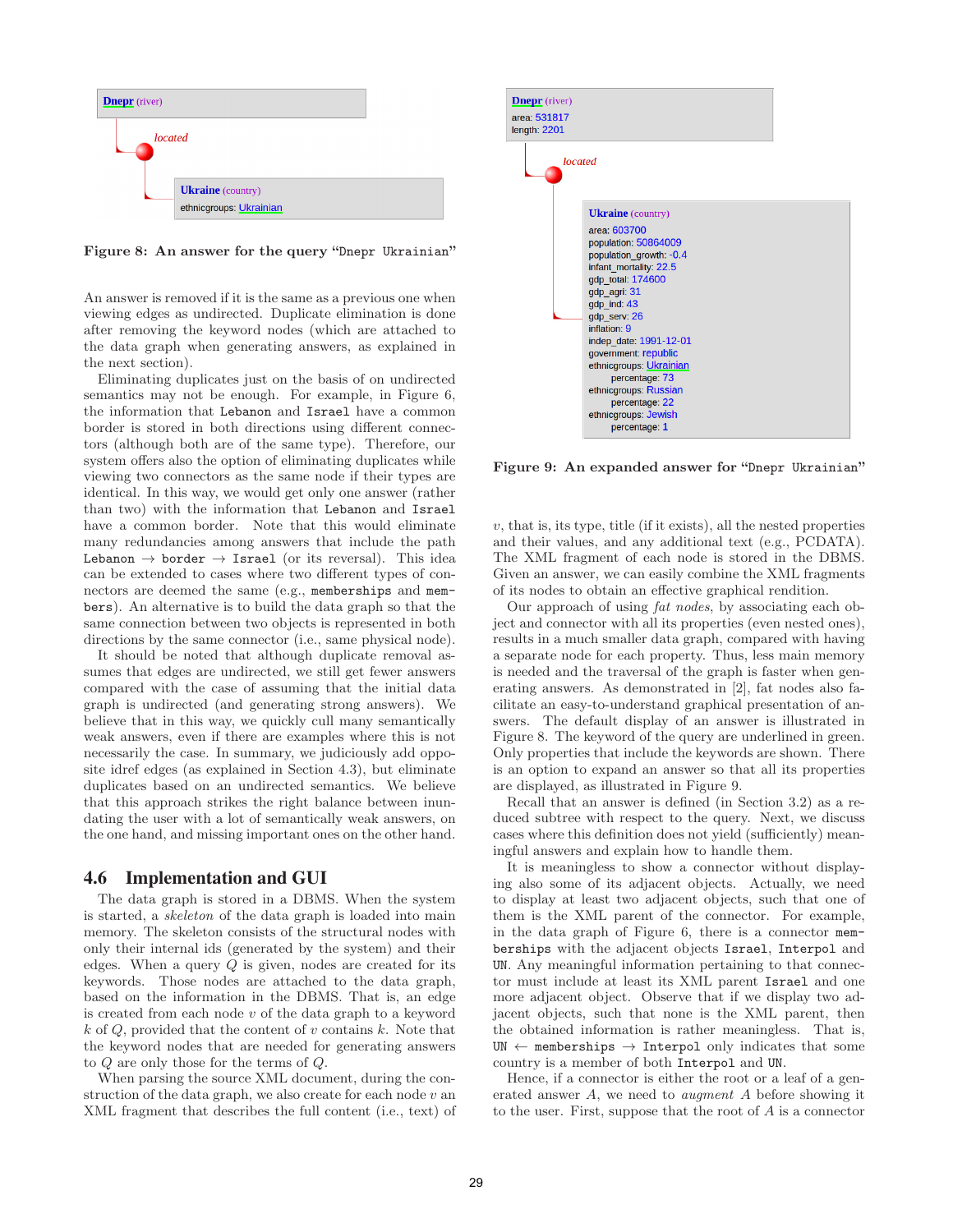**Dnepr** (river)

*located*

**Ukraine** (country)
ethnicgroups: Ukrainian

**Figure 8: An answer for the query "Dnepr Ukrainian"**

An answer is removed if it is the same as a previous one when viewing edges as undirected. Duplicate elimination is done after removing the keyword nodes (which are attached to the data graph when generating answers, as explained in the next section).

Eliminating duplicates just on the basis of on undirected semantics may not be enough. For example, in Figure 6, the information that `Lebanon` and `Israel` have a common border is stored in both directions using different connectors (although both are of the same type). Therefore, our system offers also the option of eliminating duplicates while viewing two connectors as the same node if their types are identical. In this way, we would get only one answer (rather than two) with the information that `Lebanon` and `Israel` have a common border. Note that this would eliminate many redundancies among answers that include the path `Lebanon` → `border` → `Israel` (or its reversal). This idea can be extended to cases where two different types of connectors are deemed the same (e.g., `memberships` and `members`). An alternative is to build the data graph so that the same connection between two objects is represented in both directions by the same connector (i.e., same physical node).

It should be noted that although duplicate removal assumes that edges are undirected, we still get fewer answers compared with the case of assuming that the initial data graph is undirected (and generating strong answers). We believe that in this way, we quickly cull many semantically weak answers, even if there are examples where this is not necessarily the case. In summary, we judiciously add opposite idref edges (as explained in Section 4.3), but eliminate duplicates based on an undirected semantics. We believe that this approach strikes the right balance between inundating the user with a lot of semantically weak answers, on the one hand, and missing important ones on the other hand.

## 4.6 Implementation and GUI

The data graph is stored in a DBMS. When the system is started, a *skeleton* of the data graph is loaded into main memory. The skeleton consists of the structural nodes with only their internal ids (generated by the system) and their edges. When a query $Q$ is given, nodes are created for its keywords. Those nodes are attached to the data graph, based on the information in the DBMS. That is, an edge is created from each node $v$ of the data graph to a keyword $k$ of $Q$, provided that the content of $v$ contains $k$. Note that the keyword nodes that are needed for generating answers to $Q$ are only those for the terms of $Q$.

When parsing the source XML document, during the construction of the data graph, we also create for each node $v$ an XML fragment that describes the full content (i.e., text) of $v$, that is, its type, title (if it exists), all the nested properties and their values, and any additional text (e.g., PCDATA). The XML fragment of each node is stored in the DBMS. Given an answer, we can easily combine the XML fragments of its nodes to obtain an effective graphical rendition.

**Dnepr** (river)
area: 531817
length: 2201

*located*

**Ukraine** (country)
area: 603700
population: 50864009
population_growth: -0.4
infant_mortality: 22.5
gdp_total: 174600
gdp_agri: 31
gdp_ind: 43
gdp_serv: 26
inflation: 9
indep_date: 1991-12-01
government: republic
ethnicgroups: Ukrainian
  percentage: 73
ethnicgroups: Russian
  percentage: 22
ethnicgroups: Jewish
  percentage: 1

**Figure 9: An expanded answer for "Dnepr Ukrainian"**

Our approach of using *fat nodes*, by associating each object and connector with all its properties (even nested ones), results in a much smaller data graph, compared with having a separate node for each property. Thus, less main memory is needed and the traversal of the graph is faster when generating answers. As demonstrated in [2], fat nodes also facilitate an easy-to-understand graphical presentation of answers. The default display of an answer is illustrated in Figure 8. The keyword of the query are underlined in green. Only properties that include the keywords are shown. There is an option to expand an answer so that all its properties are displayed, as illustrated in Figure 9.

Recall that an answer is defined (in Section 3.2) as a reduced subtree with respect to the query. Next, we discuss cases where this definition does not yield (sufficiently) meaningful answers and explain how to handle them.

It is meaningless to show a connector without displaying also some of its adjacent objects. Actually, we need to display at least two adjacent objects, such that one of them is the XML parent of the connector. For example, in the data graph of Figure 6, there is a connector `memberships` with the adjacent objects `Israel`, `Interpol` and `UN`. Any meaningful information pertaining to that connector must include at least its XML parent `Israel` and one more adjacent object. Observe that if we display two adjacent objects, such that none is the XML parent, then the obtained information is rather meaningless. That is, `UN` ← `memberships` → `Interpol` only indicates that some country is a member of both `Interpol` and `UN`.

Hence, if a connector is either the root or a leaf of a generated answer $A$, we need to *augment* $A$ before showing it to the user. First, suppose that the root of $A$ is a connector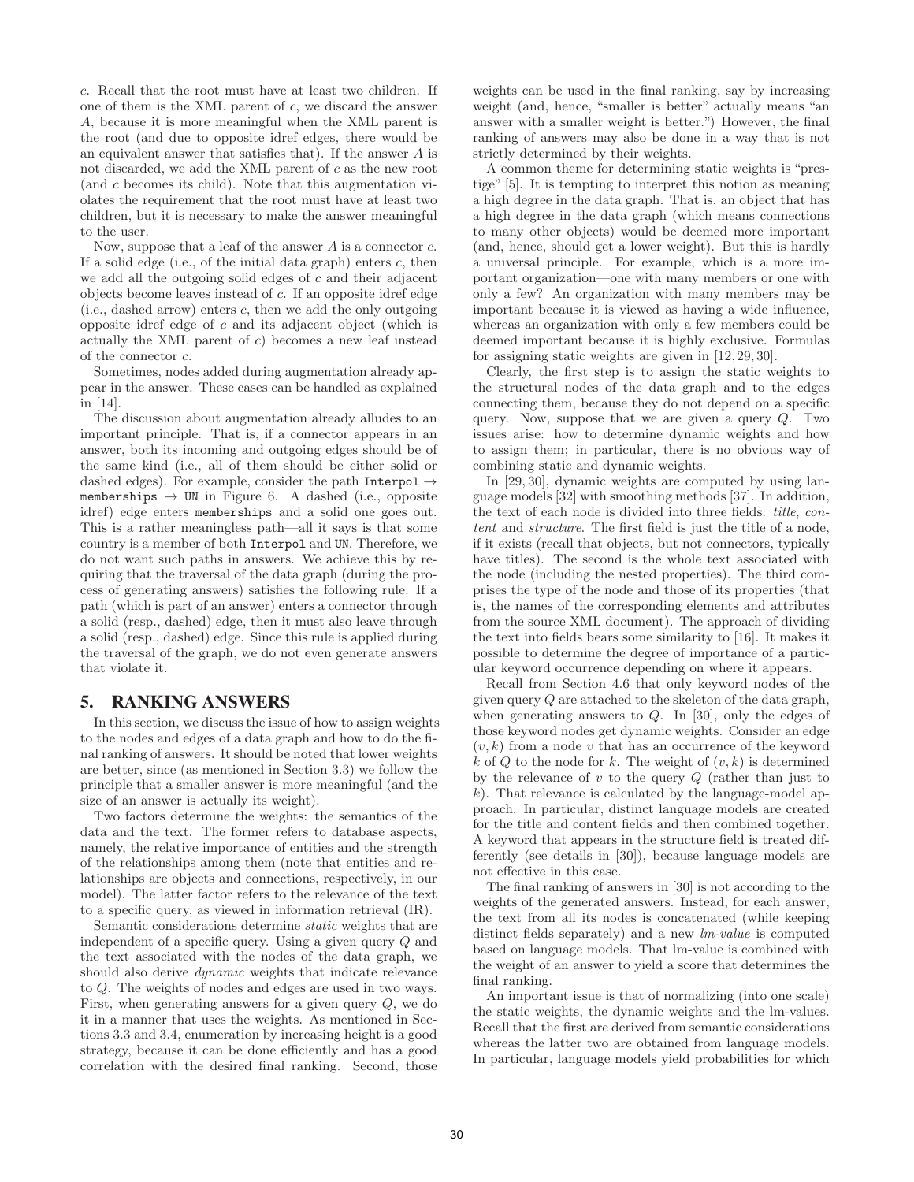$c$. Recall that the root must have at least two children. If one of them is the XML parent of $c$, we discard the answer $A$, because it is more meaningful when the XML parent is the root (and due to opposite idref edges, there would be an equivalent answer that satisfies that). If the answer $A$ is not discarded, we add the XML parent of $c$ as the new root (and $c$ becomes its child). Note that this augmentation violates the requirement that the root must have at least two children, but it is necessary to make the answer meaningful to the user.

Now, suppose that a leaf of the answer $A$ is a connector $c$. If a solid edge (i.e., of the initial data graph) enters $c$, then we add all the outgoing solid edges of $c$ and their adjacent objects become leaves instead of $c$. If an opposite idref edge (i.e., dashed arrow) enters $c$, then we add the only outgoing opposite idref edge of $c$ and its adjacent object (which is actually the XML parent of $c$) becomes a new leaf instead of the connector $c$.

Sometimes, nodes added during augmentation already appear in the answer. These cases can be handled as explained in [14].

The discussion about augmentation already alludes to an important principle. That is, if a connector appears in an answer, both its incoming and outgoing edges should be of the same kind (i.e., all of them should be either solid or dashed edges). For example, consider the path `Interpol` $\rightarrow$ `memberships` $\rightarrow$ `UN` in Figure 6. A dashed (i.e., opposite idref) edge enters `memberships` and a solid one goes out. This is a rather meaningless path—all it says is that some country is a member of both `Interpol` and `UN`. Therefore, we do not want such paths in answers. We achieve this by requiring that the traversal of the data graph (during the process of generating answers) satisfies the following rule. If a path (which is part of an answer) enters a connector through a solid (resp., dashed) edge, then it must also leave through a solid (resp., dashed) edge. Since this rule is applied during the traversal of the graph, we do not even generate answers that violate it.

## 5. RANKING ANSWERS

In this section, we discuss the issue of how to assign weights to the nodes and edges of a data graph and how to do the final ranking of answers. It should be noted that lower weights are better, since (as mentioned in Section 3.3) we follow the principle that a smaller answer is more meaningful (and the size of an answer is actually its weight).

Two factors determine the weights: the semantics of the data and the text. The former refers to database aspects, namely, the relative importance of entities and the strength of the relationships among them (note that entities and relationships are objects and connections, respectively, in our model). The latter factor refers to the relevance of the text to a specific query, as viewed in information retrieval (IR).

Semantic considerations determine *static* weights that are independent of a specific query. Using a given query $Q$ and the text associated with the nodes of the data graph, we should also derive *dynamic* weights that indicate relevance to $Q$. The weights of nodes and edges are used in two ways. First, when generating answers for a given query $Q$, we do it in a manner that uses the weights. As mentioned in Sections 3.3 and 3.4, enumeration by increasing height is a good strategy, because it can be done efficiently and has a good correlation with the desired final ranking. Second, those weights can be used in the final ranking, say by increasing weight (and, hence, "smaller is better" actually means "an answer with a smaller weight is better.") However, the final ranking of answers may also be done in a way that is not strictly determined by their weights.

A common theme for determining static weights is "prestige" [5]. It is tempting to interpret this notion as meaning a high degree in the data graph. That is, an object that has a high degree in the data graph (which means connections to many other objects) would be deemed more important (and, hence, should get a lower weight). But this is hardly a universal principle. For example, which is a more important organization—one with many members or one with only a few? An organization with many members may be important because it is viewed as having a wide influence, whereas an organization with only a few members could be deemed important because it is highly exclusive. Formulas for assigning static weights are given in [12, 29, 30].

Clearly, the first step is to assign the static weights to the structural nodes of the data graph and to the edges connecting them, because they do not depend on a specific query. Now, suppose that we are given a query $Q$. Two issues arise: how to determine dynamic weights and how to assign them; in particular, there is no obvious way of combining static and dynamic weights.

In [29, 30], dynamic weights are computed by using language models [32] with smoothing methods [37]. In addition, the text of each node is divided into three fields: *title*, *content* and *structure*. The first field is just the title of a node, if it exists (recall that objects, but not connectors, typically have titles). The second is the whole text associated with the node (including the nested properties). The third comprises the type of the node and those of its properties (that is, the names of the corresponding elements and attributes from the source XML document). The approach of dividing the text into fields bears some similarity to [16]. It makes it possible to determine the degree of importance of a particular keyword occurrence depending on where it appears.

Recall from Section 4.6 that only keyword nodes of the given query $Q$ are attached to the skeleton of the data graph, when generating answers to $Q$. In [30], only the edges of those keyword nodes get dynamic weights. Consider an edge $(v, k)$ from a node $v$ that has an occurrence of the keyword $k$ of $Q$ to the node for $k$. The weight of $(v, k)$ is determined by the relevance of $v$ to the query $Q$ (rather than just to $k$). That relevance is calculated by the language-model approach. In particular, distinct language models are created for the title and content fields and then combined together. A keyword that appears in the structure field is treated differently (see details in [30]), because language models are not effective in this case.

The final ranking of answers in [30] is not according to the weights of the generated answers. Instead, for each answer, the text from all its nodes is concatenated (while keeping distinct fields separately) and a new *lm-value* is computed based on language models. That lm-value is combined with the weight of an answer to yield a score that determines the final ranking.

An important issue is that of normalizing (into one scale) the static weights, the dynamic weights and the lm-values. Recall that the first are derived from semantic considerations whereas the latter two are obtained from language models. In particular, language models yield probabilities for which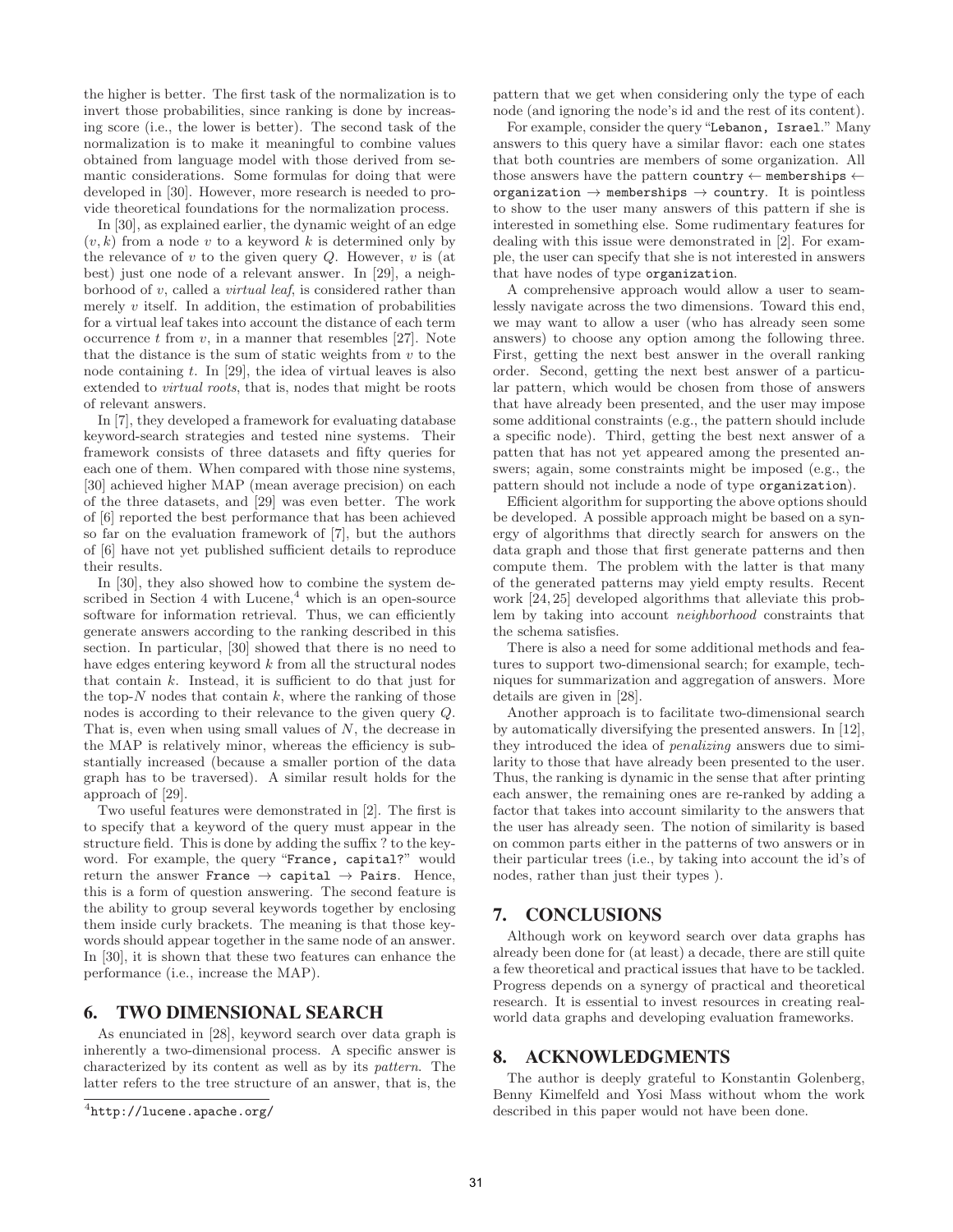the higher is better. The first task of the normalization is to invert those probabilities, since ranking is done by increasing score (i.e., the lower is better). The second task of the normalization is to make it meaningful to combine values obtained from language model with those derived from semantic considerations. Some formulas for doing that were developed in [30]. However, more research is needed to provide theoretical foundations for the normalization process.

In [30], as explained earlier, the dynamic weight of an edge $(v, k)$ from a node $v$ to a keyword $k$ is determined only by the relevance of $v$ to the given query $Q$. However, $v$ is (at best) just one node of a relevant answer. In [29], a neighborhood of $v$, called a *virtual leaf*, is considered rather than merely $v$ itself. In addition, the estimation of probabilities for a virtual leaf takes into account the distance of each term occurrence $t$ from $v$, in a manner that resembles [27]. Note that the distance is the sum of static weights from $v$ to the node containing $t$. In [29], the idea of virtual leaves is also extended to *virtual roots*, that is, nodes that might be roots of relevant answers.

In [7], they developed a framework for evaluating database keyword-search strategies and tested nine systems. Their framework consists of three datasets and fifty queries for each one of them. When compared with those nine systems, [30] achieved higher MAP (mean average precision) on each of the three datasets, and [29] was even better. The work of [6] reported the best performance that has been achieved so far on the evaluation framework of [7], but the authors of [6] have not yet published sufficient details to reproduce their results.

In [30], they also showed how to combine the system described in Section 4 with Lucene,[4] which is an open-source software for information retrieval. Thus, we can efficiently generate answers according to the ranking described in this section. In particular, [30] showed that there is no need to have edges entering keyword $k$ from all the structural nodes that contain $k$. Instead, it is sufficient to do that just for the top-$N$ nodes that contain $k$, where the ranking of those nodes is according to their relevance to the given query $Q$. That is, even when using small values of $N$, the decrease in the MAP is relatively minor, whereas the efficiency is substantially increased (because a smaller portion of the data graph has to be traversed). A similar result holds for the approach of [29].

Two useful features were demonstrated in [2]. The first is to specify that a keyword of the query must appear in the structure field. This is done by adding the suffix ? to the keyword. For example, the query "`France, capital?`" would return the answer `France` $\rightarrow$ `capital` $\rightarrow$ `Pairs`. Hence, this is a form of question answering. The second feature is the ability to group several keywords together by enclosing them inside curly brackets. The meaning is that those keywords should appear together in the same node of an answer. In [30], it is shown that these two features can enhance the performance (i.e., increase the MAP).

## 6. TWO DIMENSIONAL SEARCH

As enunciated in [28], keyword search over data graph is inherently a two-dimensional process. A specific answer is characterized by its content as well as by its *pattern*. The latter refers to the tree structure of an answer, that is, the pattern that we get when considering only the type of each node (and ignoring the node's id and the rest of its content).

For example, consider the query "`Lebanon, Israel`." Many answers to this query have a similar flavor: each one states that both countries are members of some organization. All those answers have the pattern `country` $\leftarrow$ `memberships` $\leftarrow$ `organization` $\rightarrow$ `memberships` $\rightarrow$ `country`. It is pointless to show to the user many answers of this pattern if she is interested in something else. Some rudimentary features for dealing with this issue were demonstrated in [2]. For example, the user can specify that she is not interested in answers that have nodes of type `organization`.

A comprehensive approach would allow a user to seamlessly navigate across the two dimensions. Toward this end, we may want to allow a user (who has already seen some answers) to choose any option among the following three. First, getting the next best answer in the overall ranking order. Second, getting the next best answer of a particular pattern, which would be chosen from those of answers that have already been presented, and the user may impose some additional constraints (e.g., the pattern should include a specific node). Third, getting the best next answer of a patten that has not yet appeared among the presented answers; again, some constraints might be imposed (e.g., the pattern should not include a node of type `organization`).

Efficient algorithm for supporting the above options should be developed. A possible approach might be based on a synergy of algorithms that directly search for answers on the data graph and those that first generate patterns and then compute them. The problem with the latter is that many of the generated patterns may yield empty results. Recent work [24, 25] developed algorithms that alleviate this problem by taking into account *neighborhood* constraints that the schema satisfies.

There is also a need for some additional methods and features to support two-dimensional search; for example, techniques for summarization and aggregation of answers. More details are given in [28].

Another approach is to facilitate two-dimensional search by automatically diversifying the presented answers. In [12], they introduced the idea of *penalizing* answers due to similarity to those that have already been presented to the user. Thus, the ranking is dynamic in the sense that after printing each answer, the remaining ones are re-ranked by adding a factor that takes into account similarity to the answers that the user has already seen. The notion of similarity is based on common parts either in the patterns of two answers or in their particular trees (i.e., by taking into account the id's of nodes, rather than just their types ).

## 7. CONCLUSIONS

Although work on keyword search over data graphs has already been done for (at least) a decade, there are still quite a few theoretical and practical issues that have to be tackled. Progress depends on a synergy of practical and theoretical research. It is essential to invest resources in creating real-world data graphs and developing evaluation frameworks.

## 8. ACKNOWLEDGMENTS

The author is deeply grateful to Konstantin Golenberg, Benny Kimelfeld and Yosi Mass without whom the work described in this paper would not have been done.

[4] `http://lucene.apache.org/`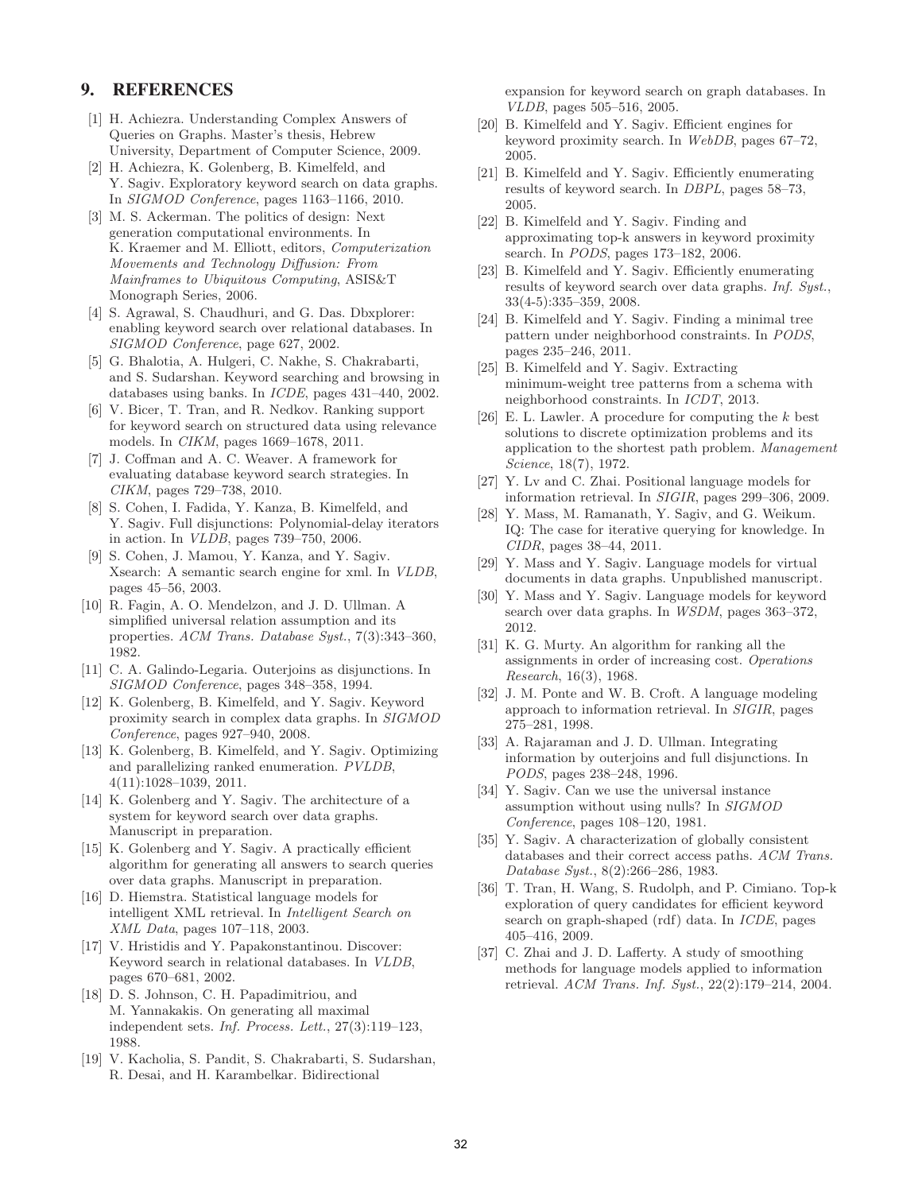## 9. REFERENCES

[1] H. Achiezra. Understanding Complex Answers of Queries on Graphs. Master's thesis, Hebrew University, Department of Computer Science, 2009.

[2] H. Achiezra, K. Golenberg, B. Kimelfeld, and Y. Sagiv. Exploratory keyword search on data graphs. In *SIGMOD Conference*, pages 1163–1166, 2010.

[3] M. S. Ackerman. The politics of design: Next generation computational environments. In K. Kraemer and M. Elliott, editors, *Computerization Movements and Technology Diffusion: From Mainframes to Ubiquitous Computing*, ASIS&T Monograph Series, 2006.

[4] S. Agrawal, S. Chaudhuri, and G. Das. Dbxplorer: enabling keyword search over relational databases. In *SIGMOD Conference*, page 627, 2002.

[5] G. Bhalotia, A. Hulgeri, C. Nakhe, S. Chakrabarti, and S. Sudarshan. Keyword searching and browsing in databases using banks. In *ICDE*, pages 431–440, 2002.

[6] V. Bicer, T. Tran, and R. Nedkov. Ranking support for keyword search on structured data using relevance models. In *CIKM*, pages 1669–1678, 2011.

[7] J. Coffman and A. C. Weaver. A framework for evaluating database keyword search strategies. In *CIKM*, pages 729–738, 2010.

[8] S. Cohen, I. Fadida, Y. Kanza, B. Kimelfeld, and Y. Sagiv. Full disjunctions: Polynomial-delay iterators in action. In *VLDB*, pages 739–750, 2006.

[9] S. Cohen, J. Mamou, Y. Kanza, and Y. Sagiv. Xsearch: A semantic search engine for xml. In *VLDB*, pages 45–56, 2003.

[10] R. Fagin, A. O. Mendelzon, and J. D. Ullman. A simplified universal relation assumption and its properties. *ACM Trans. Database Syst.*, 7(3):343–360, 1982.

[11] C. A. Galindo-Legaria. Outerjoins as disjunctions. In *SIGMOD Conference*, pages 348–358, 1994.

[12] K. Golenberg, B. Kimelfeld, and Y. Sagiv. Keyword proximity search in complex data graphs. In *SIGMOD Conference*, pages 927–940, 2008.

[13] K. Golenberg, B. Kimelfeld, and Y. Sagiv. Optimizing and parallelizing ranked enumeration. *PVLDB*, 4(11):1028–1039, 2011.

[14] K. Golenberg and Y. Sagiv. The architecture of a system for keyword search over data graphs. Manuscript in preparation.

[15] K. Golenberg and Y. Sagiv. A practically efficient algorithm for generating all answers to search queries over data graphs. Manuscript in preparation.

[16] D. Hiemstra. Statistical language models for intelligent XML retrieval. In *Intelligent Search on XML Data*, pages 107–118, 2003.

[17] V. Hristidis and Y. Papakonstantinou. Discover: Keyword search in relational databases. In *VLDB*, pages 670–681, 2002.

[18] D. S. Johnson, C. H. Papadimitriou, and M. Yannakakis. On generating all maximal independent sets. *Inf. Process. Lett.*, 27(3):119–123, 1988.

[19] V. Kacholia, S. Pandit, S. Chakrabarti, S. Sudarshan, R. Desai, and H. Karambelkar. Bidirectional expansion for keyword search on graph databases. In *VLDB*, pages 505–516, 2005.

[20] B. Kimelfeld and Y. Sagiv. Efficient engines for keyword proximity search. In *WebDB*, pages 67–72, 2005.

[21] B. Kimelfeld and Y. Sagiv. Efficiently enumerating results of keyword search. In *DBPL*, pages 58–73, 2005.

[22] B. Kimelfeld and Y. Sagiv. Finding and approximating top-k answers in keyword proximity search. In *PODS*, pages 173–182, 2006.

[23] B. Kimelfeld and Y. Sagiv. Efficiently enumerating results of keyword search over data graphs. *Inf. Syst.*, 33(4-5):335–359, 2008.

[24] B. Kimelfeld and Y. Sagiv. Finding a minimal tree pattern under neighborhood constraints. In *PODS*, pages 235–246, 2011.

[25] B. Kimelfeld and Y. Sagiv. Extracting minimum-weight tree patterns from a schema with neighborhood constraints. In *ICDT*, 2013.

[26] E. L. Lawler. A procedure for computing the $k$ best solutions to discrete optimization problems and its application to the shortest path problem. *Management Science*, 18(7), 1972.

[27] Y. Lv and C. Zhai. Positional language models for information retrieval. In *SIGIR*, pages 299–306, 2009.

[28] Y. Mass, M. Ramanath, Y. Sagiv, and G. Weikum. IQ: The case for iterative querying for knowledge. In *CIDR*, pages 38–44, 2011.

[29] Y. Mass and Y. Sagiv. Language models for virtual documents in data graphs. Unpublished manuscript.

[30] Y. Mass and Y. Sagiv. Language models for keyword search over data graphs. In *WSDM*, pages 363–372, 2012.

[31] K. G. Murty. An algorithm for ranking all the assignments in order of increasing cost. *Operations Research*, 16(3), 1968.

[32] J. M. Ponte and W. B. Croft. A language modeling approach to information retrieval. In *SIGIR*, pages 275–281, 1998.

[33] A. Rajaraman and J. D. Ullman. Integrating information by outerjoins and full disjunctions. In *PODS*, pages 238–248, 1996.

[34] Y. Sagiv. Can we use the universal instance assumption without using nulls? In *SIGMOD Conference*, pages 108–120, 1981.

[35] Y. Sagiv. A characterization of globally consistent databases and their correct access paths. *ACM Trans. Database Syst.*, 8(2):266–286, 1983.

[36] T. Tran, H. Wang, S. Rudolph, and P. Cimiano. Top-k exploration of query candidates for efficient keyword search on graph-shaped (rdf) data. In *ICDE*, pages 405–416, 2009.

[37] C. Zhai and J. D. Lafferty. A study of smoothing methods for language models applied to information retrieval. *ACM Trans. Inf. Syst.*, 22(2):179–214, 2004.